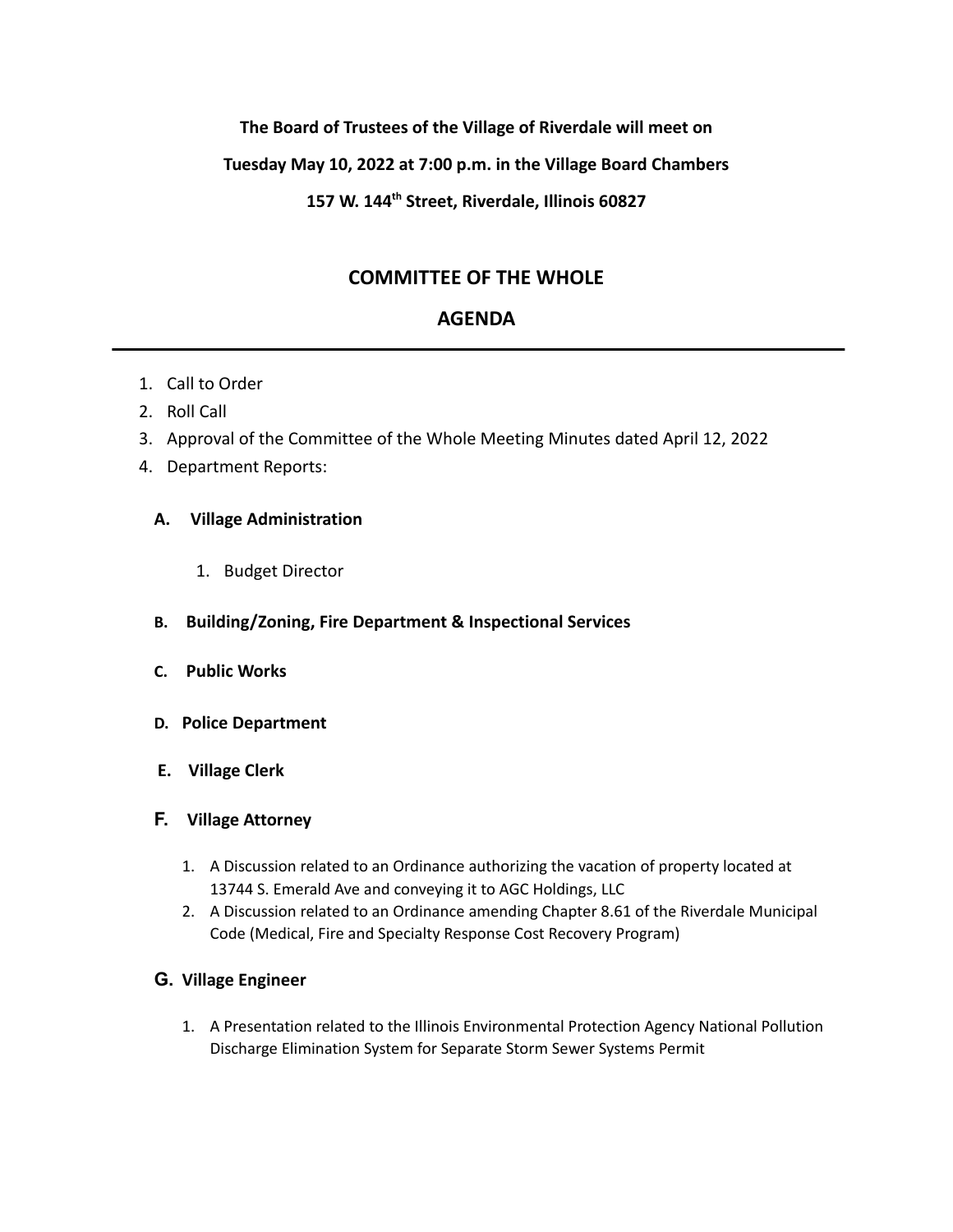**The Board of Trustees of the Village of Riverdale will meet on**

**Tuesday May 10, 2022 at 7:00 p.m. in the Village Board Chambers**

**157 W. 144th Street, Riverdale, Illinois 60827**

## COMMITTEE OF THE WHOLE

## AGENDA

---

1. Call to Order
2. Roll Call
3. Approval of the Committee of the Whole Meeting Minutes dated April 12, 2022
4. Department Reports:

**A. Village Administration**

1. Budget Director

**B. Building/Zoning, Fire Department & Inspectional Services**

**C. Public Works**

**D. Police Department**

**E. Village Clerk**

**F. Village Attorney**

1. A Discussion related to an Ordinance authorizing the vacation of property located at 13744 S. Emerald Ave and conveying it to AGC Holdings, LLC
2. A Discussion related to an Ordinance amending Chapter 8.61 of the Riverdale Municipal Code (Medical, Fire and Specialty Response Cost Recovery Program)

**G. Village Engineer**

1. A Presentation related to the Illinois Environmental Protection Agency National Pollution Discharge Elimination System for Separate Storm Sewer Systems Permit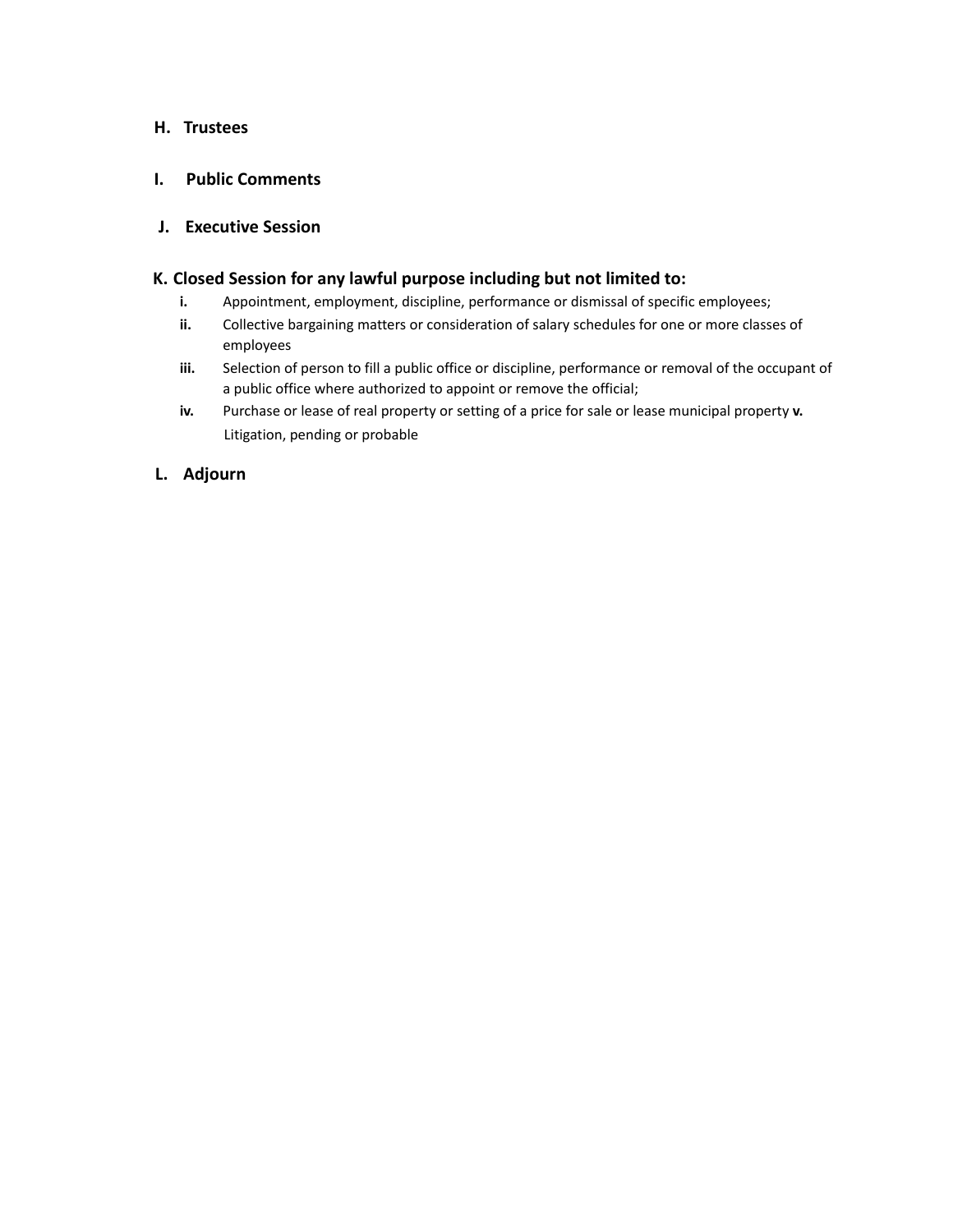**H. Trustees**

**I. Public Comments**

**J. Executive Session**

**K. Closed Session for any lawful purpose including but not limited to:**

- **i.** Appointment, employment, discipline, performance or dismissal of specific employees;
- **ii.** Collective bargaining matters or consideration of salary schedules for one or more classes of employees
- **iii.** Selection of person to fill a public office or discipline, performance or removal of the occupant of a public office where authorized to appoint or remove the official;
- **iv.** Purchase or lease of real property or setting of a price for sale or lease municipal property
- **v.** Litigation, pending or probable

**L. Adjourn**